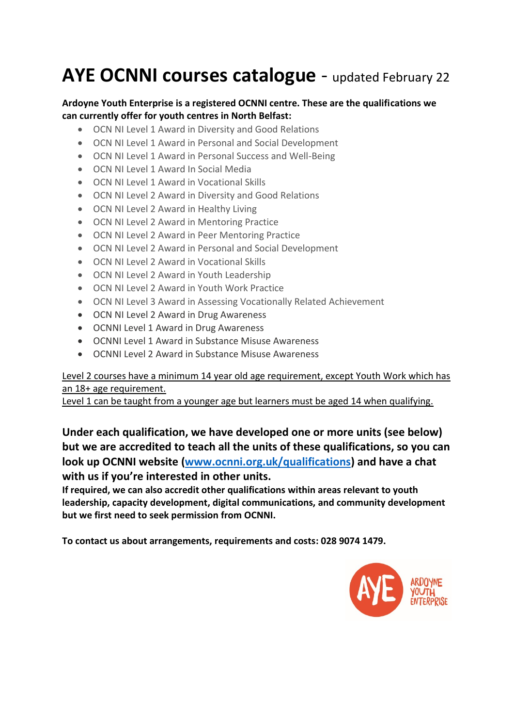# AYE OCNNI courses catalogue - updated February 22

**Ardoyne Youth Enterprise is a registered OCNNI centre. These are the qualifications we can currently offer for youth centres in North Belfast:**

- OCN NI Level 1 Award in Diversity and Good Relations
- OCN NI Level 1 Award in Personal and Social Development
- OCN NI Level 1 Award in Personal Success and Well-Being
- OCN NI Level 1 Award In Social Media
- OCN NI Level 1 Award in Vocational Skills
- OCN NI Level 2 Award in Diversity and Good Relations
- OCN NI Level 2 Award in Healthy Living
- OCN NI Level 2 Award in Mentoring Practice
- OCN NI Level 2 Award in Peer Mentoring Practice
- OCN NI Level 2 Award in Personal and Social Development
- OCN NI Level 2 Award in Vocational Skills
- OCN NI Level 2 Award in Youth Leadership
- OCN NI Level 2 Award in Youth Work Practice
- OCN NI Level 3 Award in Assessing Vocationally Related Achievement
- OCN NI Level 2 Award in Drug Awareness
- OCNNI Level 1 Award in Drug Awareness
- OCNNI Level 1 Award in Substance Misuse Awareness
- OCNNI Level 2 Award in Substance Misuse Awareness

Level 2 courses have a minimum 14 year old age requirement, except Youth Work which has an 18+ age requirement.
Level 1 can be taught from a younger age but learners must be aged 14 when qualifying.

**Under each qualification, we have developed one or more units (see below) but we are accredited to teach all the units of these qualifications, so you can look up OCNNI website ([www.ocnni.org.uk/qualifications](http://www.ocnni.org.uk/qualifications)) and have a chat with us if you're interested in other units.**

**If required, we can also accredit other qualifications within areas relevant to youth leadership, capacity development, digital communications, and community development but we first need to seek permission from OCNNI.**

**To contact us about arrangements, requirements and costs: 028 9074 1479.**

AYE ARDOYNE YOUTH ENTERPRISE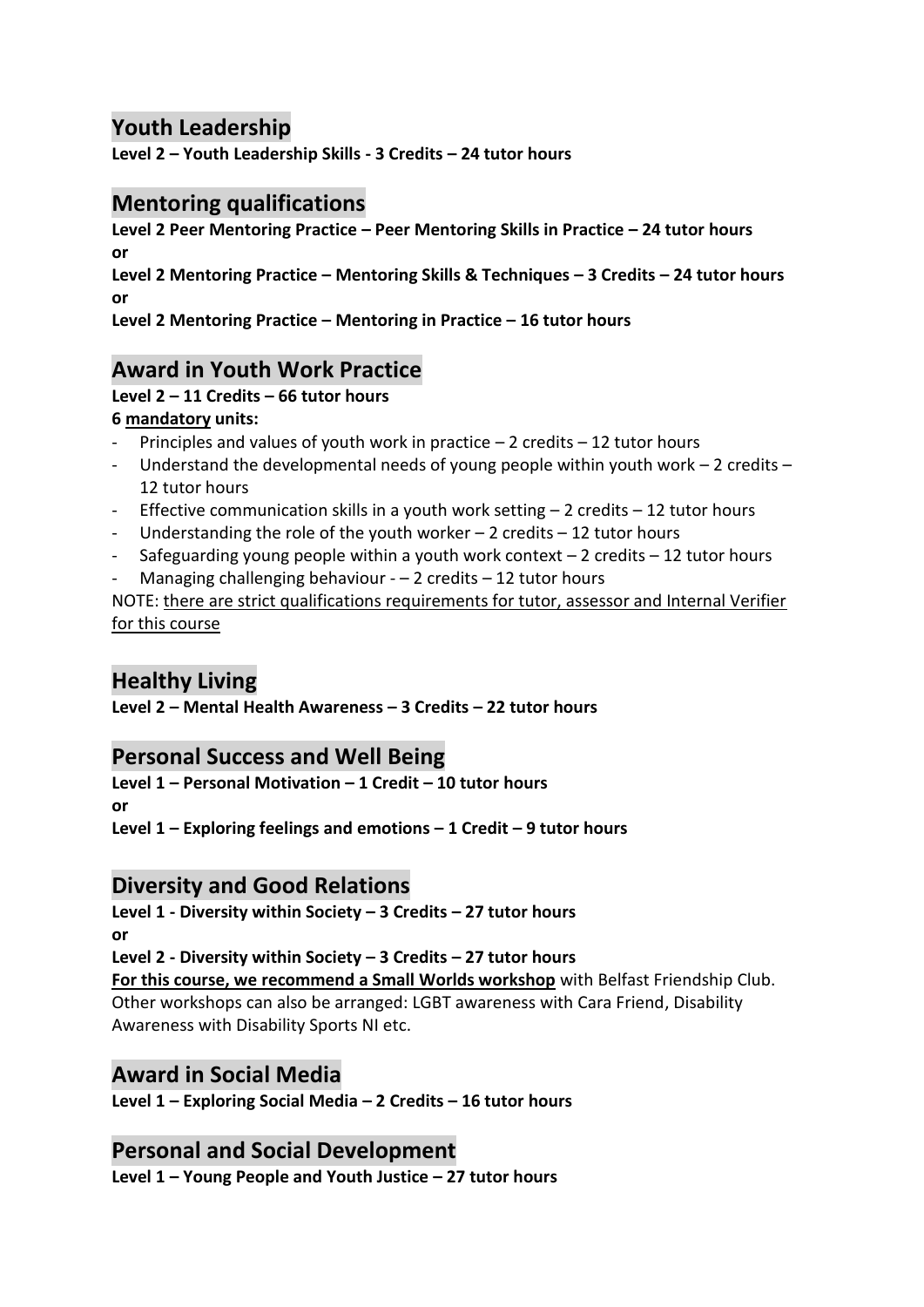## Youth Leadership

**Level 2 – Youth Leadership Skills - 3 Credits – 24 tutor hours**

## Mentoring qualifications

**Level 2 Peer Mentoring Practice – Peer Mentoring Skills in Practice – 24 tutor hours**
**or**
**Level 2 Mentoring Practice – Mentoring Skills & Techniques – 3 Credits – 24 tutor hours**
**or**
**Level 2 Mentoring Practice – Mentoring in Practice – 16 tutor hours**

## Award in Youth Work Practice

**Level 2 – 11 Credits – 66 tutor hours**
**6 <u>mandatory</u> units:**

- Principles and values of youth work in practice – 2 credits – 12 tutor hours
- Understand the developmental needs of young people within youth work – 2 credits – 12 tutor hours
- Effective communication skills in a youth work setting – 2 credits – 12 tutor hours
- Understanding the role of the youth worker – 2 credits – 12 tutor hours
- Safeguarding young people within a youth work context – 2 credits – 12 tutor hours
- Managing challenging behaviour - – 2 credits – 12 tutor hours

NOTE: <u>there are strict qualifications requirements for tutor, assessor and Internal Verifier for this course</u>

## Healthy Living

**Level 2 – Mental Health Awareness – 3 Credits – 22 tutor hours**

## Personal Success and Well Being

**Level 1 – Personal Motivation – 1 Credit – 10 tutor hours**
**or**
**Level 1 – Exploring feelings and emotions – 1 Credit – 9 tutor hours**

## Diversity and Good Relations

**Level 1 - Diversity within Society – 3 Credits – 27 tutor hours**
**or**
**Level 2 - Diversity within Society – 3 Credits – 27 tutor hours**
**<u>For this course, we recommend a Small Worlds workshop</u>** with Belfast Friendship Club. Other workshops can also be arranged: LGBT awareness with Cara Friend, Disability Awareness with Disability Sports NI etc.

## Award in Social Media

**Level 1 – Exploring Social Media – 2 Credits – 16 tutor hours**

## Personal and Social Development

**Level 1 – Young People and Youth Justice – 27 tutor hours**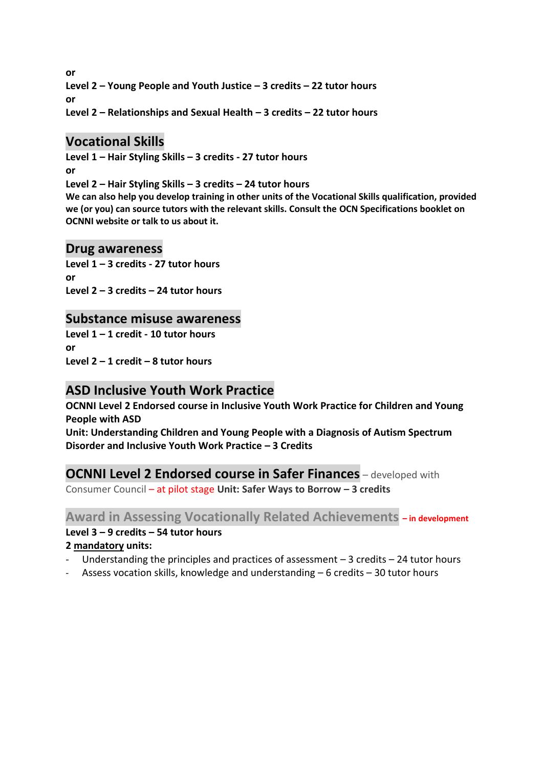**or**

**Level 2 – Young People and Youth Justice – 3 credits – 22 tutor hours**

**or**

**Level 2 – Relationships and Sexual Health – 3 credits – 22 tutor hours**

## Vocational Skills

**Level 1 – Hair Styling Skills – 3 credits - 27 tutor hours**

**or**

**Level 2 – Hair Styling Skills – 3 credits – 24 tutor hours**

**We can also help you develop training in other units of the Vocational Skills qualification, provided we (or you) can source tutors with the relevant skills. Consult the OCN Specifications booklet on OCNNI website or talk to us about it.**

## Drug awareness

**Level 1 – 3 credits - 27 tutor hours**

**or**

**Level 2 – 3 credits – 24 tutor hours**

## Substance misuse awareness

**Level 1 – 1 credit - 10 tutor hours**

**or**

**Level 2 – 1 credit – 8 tutor hours**

## ASD Inclusive Youth Work Practice

**OCNNI Level 2 Endorsed course in Inclusive Youth Work Practice for Children and Young People with ASD**

**Unit: Understanding Children and Young People with a Diagnosis of Autism Spectrum Disorder and Inclusive Youth Work Practice – 3 Credits**

## OCNNI Level 2 Endorsed course in Safer Finances

– developed with Consumer Council – at pilot stage **Unit: Safer Ways to Borrow – 3 credits**

## Award in Assessing Vocationally Related Achievements

**– in development**

**Level 3 – 9 credits – 54 tutor hours**

**2 mandatory units:**

- Understanding the principles and practices of assessment – 3 credits – 24 tutor hours
- Assess vocation skills, knowledge and understanding – 6 credits – 30 tutor hours